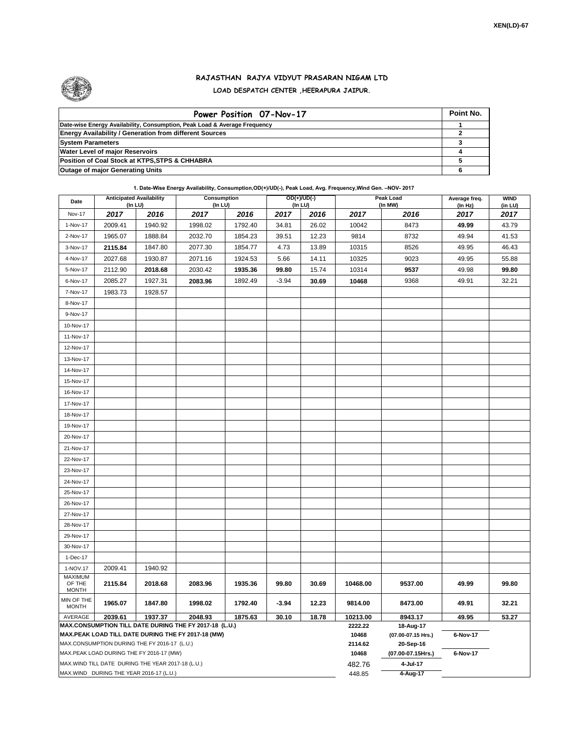XEN(LD)-67

# RAJASTHAN RAJYA VIDYUT PRASARAN NIGAM LTD

## LOAD DESPATCH CENTER ,HEERAPURA JAIPUR.

| Power Position 07-Nov-17 | Point No. |
|---|---|
| Date-wise Energy Availability, Consumption, Peak Load & Average Frequency | 1 |
| Energy Availability / Generation from different Sources | 2 |
| System Parameters | 3 |
| Water Level of major Reservoirs | 4 |
| Position of Coal Stock at KTPS,STPS & CHHABRA | 5 |
| Outage of major Generating Units | 6 |

**1. Date-Wise Energy Availability, Consumption,OD(+)/UD(-), Peak Load, Avg. Frequency,Wind Gen. –NOV- 2017**

| Date | Anticipated Availability (In LU) | | Consumption (In LU) | | OD(+)/UD(-) (In LU) | | Peak Load (In MW) | | Average freq. (In Hz) | WIND (in LU) |
|---|---|---|---|---|---|---|---|---|---|---|
| Nov-17 | 2017 | 2016 | 2017 | 2016 | 2017 | 2016 | 2017 | 2016 | 2017 | 2017 |
| 1-Nov-17 | 2009.41 | 1940.92 | 1998.02 | 1792.40 | 34.81 | 26.02 | 10042 | 8473 | **49.99** | 43.79 |
| 2-Nov-17 | 1965.07 | 1888.84 | 2032.70 | 1854.23 | 39.51 | 12.23 | 9814 | 8732 | 49.94 | 41.53 |
| 3-Nov-17 | **2115.84** | 1847.80 | 2077.30 | 1854.77 | 4.73 | 13.89 | 10315 | 8526 | 49.95 | 46.43 |
| 4-Nov-17 | 2027.68 | 1930.87 | 2071.16 | 1924.53 | 5.66 | 14.11 | 10325 | 9023 | 49.95 | 55.88 |
| 5-Nov-17 | 2112.90 | **2018.68** | 2030.42 | **1935.36** | **99.80** | 15.74 | 10314 | **9537** | 49.98 | **99.80** |
| 6-Nov-17 | 2085.27 | 1927.31 | **2083.96** | 1892.49 | -3.94 | **30.69** | **10468** | 9368 | 49.91 | 32.21 |
| 7-Nov-17 | 1983.73 | 1928.57 | | | | | | | | |
| 8-Nov-17 | | | | | | | | | | |
| 9-Nov-17 | | | | | | | | | | |
| 10-Nov-17 | | | | | | | | | | |
| 11-Nov-17 | | | | | | | | | | |
| 12-Nov-17 | | | | | | | | | | |
| 13-Nov-17 | | | | | | | | | | |
| 14-Nov-17 | | | | | | | | | | |
| 15-Nov-17 | | | | | | | | | | |
| 16-Nov-17 | | | | | | | | | | |
| 17-Nov-17 | | | | | | | | | | |
| 18-Nov-17 | | | | | | | | | | |
| 19-Nov-17 | | | | | | | | | | |
| 20-Nov-17 | | | | | | | | | | |
| 21-Nov-17 | | | | | | | | | | |
| 22-Nov-17 | | | | | | | | | | |
| 23-Nov-17 | | | | | | | | | | |
| 24-Nov-17 | | | | | | | | | | |
| 25-Nov-17 | | | | | | | | | | |
| 26-Nov-17 | | | | | | | | | | |
| 27-Nov-17 | | | | | | | | | | |
| 28-Nov-17 | | | | | | | | | | |
| 29-Nov-17 | | | | | | | | | | |
| 30-Nov-17 | | | | | | | | | | |
| 1-Dec-17 | | | | | | | | | | |
| 1-NOV.17 | 2009.41 | 1940.92 | | | | | | | | |
| MAXIMUM OF THE MONTH | **2115.84** | **2018.68** | **2083.96** | **1935.36** | **99.80** | **30.69** | **10468.00** | **9537.00** | **49.99** | **99.80** |
| MIN OF THE MONTH | **1965.07** | **1847.80** | **1998.02** | **1792.40** | **-3.94** | **12.23** | **9814.00** | **8473.00** | **49.91** | **32.21** |
| AVERAGE | **2039.61** | **1937.37** | **2048.93** | **1875.63** | **30.10** | **18.78** | **10213.00** | **8943.17** | **49.95** | **53.27** |

| | | | |
|---|---|---|---|
| **MAX.CONSUMPTION TILL DATE DURING THE FY 2017-18 (L.U.)** | **2222.22** | **18-Aug-17** | |
| **MAX.PEAK LOAD TILL DATE DURING THE FY 2017-18 (MW)** | **10468** | **(07.00-07.15 Hrs.)** | **6-Nov-17** |
| MAX.CONSUMPTION DURING THE FY 2016-17 (L.U.) | **2114.62** | **20-Sep-16** | |
| MAX.PEAK LOAD DURING THE FY 2016-17 (MW) | **10468** | **(07.00-07.15Hrs.)** | **6-Nov-17** |
| MAX.WIND TILL DATE DURING THE YEAR 2017-18 (L.U.) | 482.76 | **4-Jul-17** | |
| MAX.WIND DURING THE YEAR 2016-17 (L.U.) | 448.85 | **4-Aug-17** | |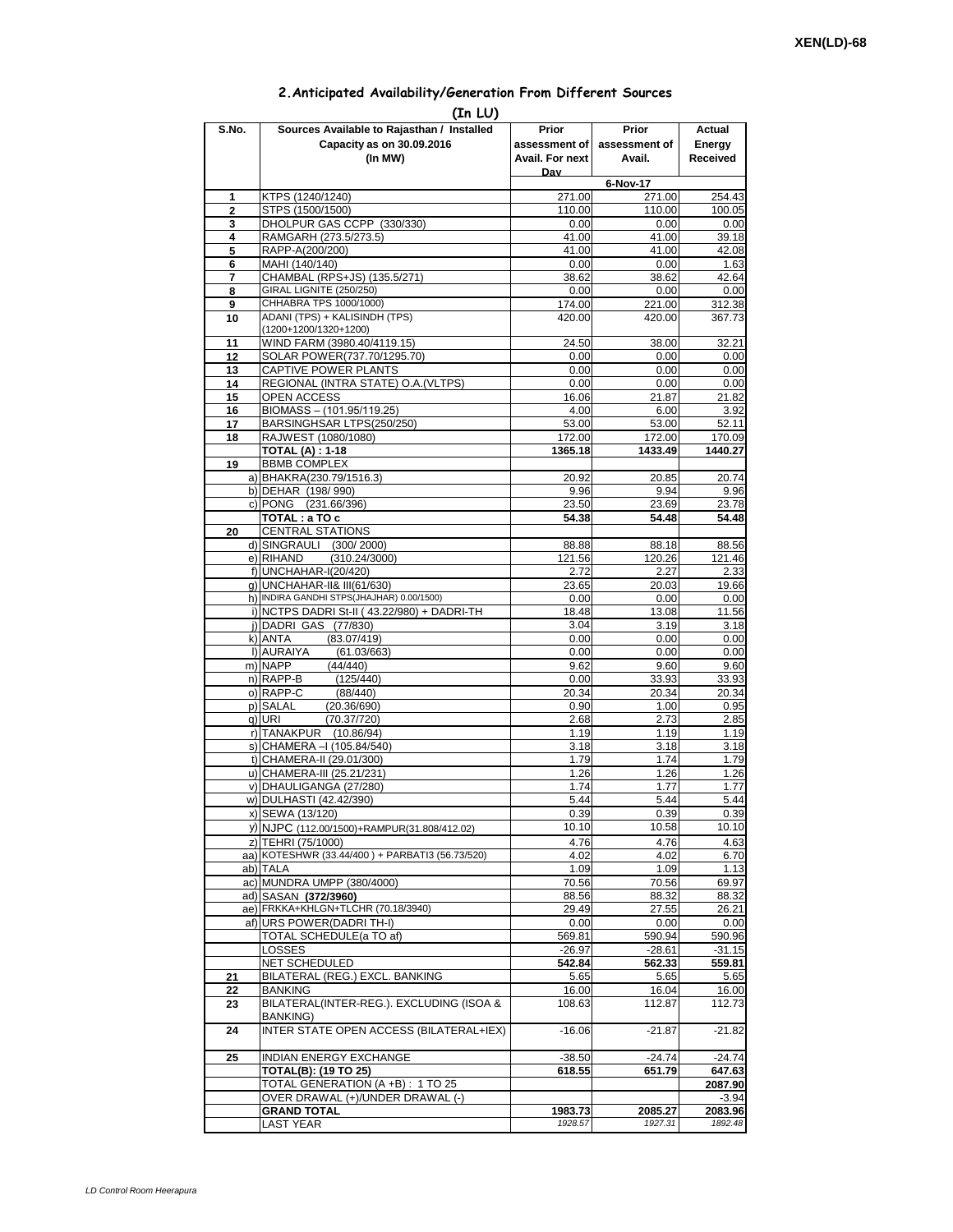XEN(LD)-68

## 2.Anticipated Availability/Generation From Different Sources

(In LU)

| S.No. | Sources Available to Rajasthan / Installed Capacity as on 30.09.2016 (In MW) | Prior assessment of Avail. For next Day | Prior assessment of Avail. | Actual Energy Received |
|---|---|---|---|---|
| | | 6-Nov-17 | | |
| 1 | KTPS (1240/1240) | 271.00 | 271.00 | 254.43 |
| 2 | STPS (1500/1500) | 110.00 | 110.00 | 100.05 |
| 3 | DHOLPUR GAS CCPP (330/330) | 0.00 | 0.00 | 0.00 |
| 4 | RAMGARH (273.5/273.5) | 41.00 | 41.00 | 39.18 |
| 5 | RAPP-A(200/200) | 41.00 | 41.00 | 42.08 |
| 6 | MAHI (140/140) | 0.00 | 0.00 | 1.63 |
| 7 | CHAMBAL (RPS+JS) (135.5/271) | 38.62 | 38.62 | 42.64 |
| 8 | GIRAL LIGNITE (250/250) | 0.00 | 0.00 | 0.00 |
| 9 | CHHABRA TPS 1000/1000) | 174.00 | 221.00 | 312.38 |
| 10 | ADANI (TPS) + KALISINDH (TPS) (1200+1200/1320+1200) | 420.00 | 420.00 | 367.73 |
| 11 | WIND FARM (3980.40/4119.15) | 24.50 | 38.00 | 32.21 |
| 12 | SOLAR POWER(737.70/1295.70) | 0.00 | 0.00 | 0.00 |
| 13 | CAPTIVE POWER PLANTS | 0.00 | 0.00 | 0.00 |
| 14 | REGIONAL (INTRA STATE) O.A.(VLTPS) | 0.00 | 0.00 | 0.00 |
| 15 | OPEN ACCESS | 16.06 | 21.87 | 21.82 |
| 16 | BIOMASS – (101.95/119.25) | 4.00 | 6.00 | 3.92 |
| 17 | BARSINGHSAR LTPS(250/250) | 53.00 | 53.00 | 52.11 |
| 18 | RAJWEST (1080/1080) | 172.00 | 172.00 | 170.09 |
| | **TOTAL (A) : 1-18** | **1365.18** | **1433.49** | **1440.27** |
| 19 | BBMB COMPLEX | | | |
| a) | BHAKRA(230.79/1516.3) | 20.92 | 20.85 | 20.74 |
| b) | DEHAR (198/ 990) | 9.96 | 9.94 | 9.96 |
| c) | PONG (231.66/396) | 23.50 | 23.69 | 23.78 |
| | **TOTAL : a TO c** | **54.38** | **54.48** | **54.48** |
| 20 | CENTRAL STATIONS | | | |
| d) | SINGRAULI (300/ 2000) | 88.88 | 88.18 | 88.56 |
| e) | RIHAND (310.24/3000) | 121.56 | 120.26 | 121.46 |
| f) | UNCHAHAR-I(20/420) | 2.72 | 2.27 | 2.33 |
| g) | UNCHAHAR-II& III(61/630) | 23.65 | 20.03 | 19.66 |
| h) | INDIRA GANDHI STPS(JHAJHAR) 0.00/1500) | 0.00 | 0.00 | 0.00 |
| i) | NCTPS DADRI St-II ( 43.22/980) + DADRI-TH | 18.48 | 13.08 | 11.56 |
| j) | DADRI GAS (77/830) | 3.04 | 3.19 | 3.18 |
| k) | ANTA (83.07/419) | 0.00 | 0.00 | 0.00 |
| l) | AURAIYA (61.03/663) | 0.00 | 0.00 | 0.00 |
| m) | NAPP (44/440) | 9.62 | 9.60 | 9.60 |
| n) | RAPP-B (125/440) | 0.00 | 33.93 | 33.93 |
| o) | RAPP-C (88/440) | 20.34 | 20.34 | 20.34 |
| p) | SALAL (20.36/690) | 0.90 | 1.00 | 0.95 |
| q) | URI (70.37/720) | 2.68 | 2.73 | 2.85 |
| r) | TANAKPUR (10.86/94) | 1.19 | 1.19 | 1.19 |
| s) | CHAMERA –I (105.84/540) | 3.18 | 3.18 | 3.18 |
| t) | CHAMERA-II (29.01/300) | 1.79 | 1.74 | 1.79 |
| u) | CHAMERA-III (25.21/231) | 1.26 | 1.26 | 1.26 |
| v) | DHAULIGANGA (27/280) | 1.74 | 1.77 | 1.77 |
| w) | DULHASTI (42.42/390) | 5.44 | 5.44 | 5.44 |
| x) | SEWA (13/120) | 0.39 | 0.39 | 0.39 |
| y) | NJPC (112.00/1500)+RAMPUR(31.808/412.02) | 10.10 | 10.58 | 10.10 |
| z) | TEHRI (75/1000) | 4.76 | 4.76 | 4.63 |
| aa) | KOTESHWR (33.44/400 ) + PARBATI3 (56.73/520) | 4.02 | 4.02 | 6.70 |
| ab) | TALA | 1.09 | 1.09 | 1.13 |
| ac) | MUNDRA UMPP (380/4000) | 70.56 | 70.56 | 69.97 |
| ad) | SASAN **(372/3960)** | 88.56 | 88.32 | 88.32 |
| ae) | FRKKA+KHLGN+TLCHR (70.18/3940) | 29.49 | 27.55 | 26.21 |
| af) | URS POWER(DADRI TH-I) | 0.00 | 0.00 | 0.00 |
| | TOTAL SCHEDULE(a TO af) | 569.81 | 590.94 | 590.96 |
| | LOSSES | -26.97 | -28.61 | -31.15 |
| | NET SCHEDULED | **542.84** | **562.33** | **559.81** |
| 21 | BILATERAL (REG.) EXCL. BANKING | 5.65 | 5.65 | 5.65 |
| 22 | BANKING | 16.00 | 16.04 | 16.00 |
| 23 | BILATERAL(INTER-REG.). EXCLUDING (ISOA & BANKING) | 108.63 | 112.87 | 112.73 |
| 24 | INTER STATE OPEN ACCESS (BILATERAL+IEX) | -16.06 | -21.87 | -21.82 |
| 25 | INDIAN ENERGY EXCHANGE | -38.50 | -24.74 | -24.74 |
| | **TOTAL(B): (19 TO 25)** | **618.55** | **651.79** | **647.63** |
| | TOTAL GENERATION (A +B) : 1 TO 25 | | | **2087.90** |
| | OVER DRAWAL (+)/UNDER DRAWAL (-) | | | -3.94 |
| | **GRAND TOTAL** | **1983.73** | **2085.27** | **2083.96** |
| | LAST YEAR | *1928.57* | *1927.31* | *1892.48* |

*LD Control Room Heerapura*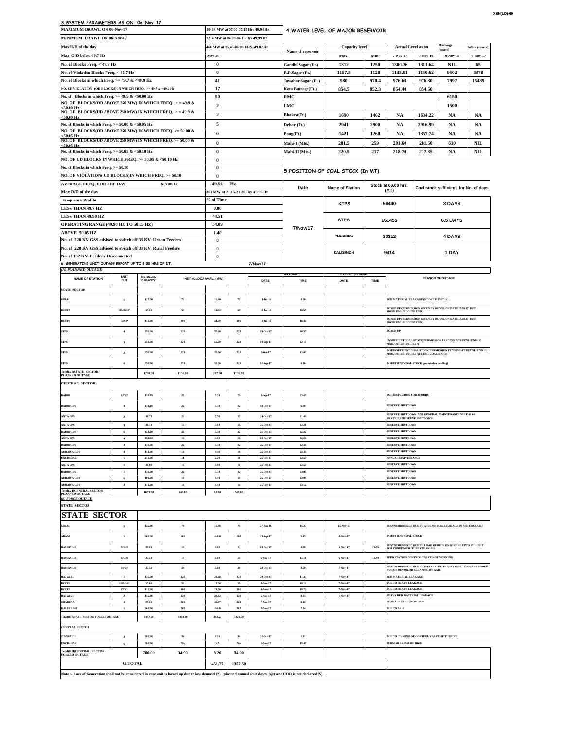XEN(LD)-69

## 3. SYSTEM PARAMETERS AS ON 06-Nov-17

| | | |
|---|---|---|
| MAXIMUM DRAWL ON 06-Nov-17 | | 10468 MW at 07.00-07.15 Hrs 49.94 Hz |
| MINIMUM DRAWL ON 06-Nov-17 | | 7274 MW at 04.00-04.15 Hrs 49.99 Hz |
| Max U/D of the day | | 468 MW at 05.45-06.00 HRS. 49.82 Hz |
| Max. O/D below 49.7 Hz | | MW at |
| No. of Blocks Freq. < 49.7 Hz | | 0 |
| No. of Violation Blocks Freq. < 49.7 Hz | | 0 |
| No. of Blocks in which Freq. >= 49.7 & <49.9 Hz | | 41 |
| NO. OF VIOLATION (OD BLOCKS) IN WHICH FREQ. >= 49.7 & <49.9 Hz | | 17 |
| No. of Blocks in which Freq. >= 49.9 & <50.00 Hz | | 50 |
| NO. OF BLOCKS(OD ABOVE 250 MW) IN WHICH FREQ. > = 49.9 & <50.00 Hz | | 2 |
| NO. OF BLOCKS(UD ABOVE 250 MW) IN WHICH FREQ. > = 49.9 & <50.00 Hz | | 2 |
| No. of Blocks in which Freq. >= 50.00 & <50.05 Hz | | 5 |
| NO. OF BLOCKS(OD ABOVE 250 MW) IN WHICH FREQ. >= 50.00 & <50.05 Hz | | 0 |
| NO. OF BLOCKS(UD ABOVE 250 MW) IN WHICH FREQ. >= 50.00 & <50.05 Hz | | 0 |
| No. of Blocks in which Freq. >= 50.05 & <50.10 Hz | | 0 |
| NO. OF UD BLOCKS IN WHICH FREQ. >= 50.05 & <50.10 Hz | | 0 |
| No. of Blocks in which Freq. >= 50.10 | | 0 |
| NO. OF VIOLATION( UD BLOCKS)IN WHICH FREQ. >= 50.10 | | 0 |
| AVERAGE FREQ. FOR THE DAY | 6-Nov-17 | 49.91 Hz |
| Max O/D of the day | | 303 MW at 21.15-21.30 Hrs 49.96 Hz |
| Frequency Profile | | % of Time |
| LESS THAN 49.7 HZ | | 0.00 |
| LESS THAN 49.90 HZ | | 44.51 |
| OPERATING RANGE (49.90 HZ TO 50.05 HZ) | | 54.09 |
| ABOVE 50.05 HZ | | 1.40 |
| No. of 220 KV GSS advised to switch off 33 KV Urban Feeders | | 0 |
| No. of 220 KV GSS advised to switch off 33 KV Rural Feeders | | 0 |
| No. of 132 KV Feeders Disconnected | | 0 |

## 4. WATER LEVEL OF MAJOR RESERVOIR

| Name of reservoir | Capacity level | | Actual Level as on | | Discharge (cusecs) | Inflow (cusecs) |
|---|---|---|---|---|---|---|
| | Max. | Min. | 7-Nov-17 | 7-Nov-16 | 6-Nov-17 | 6-Nov-17 |
| Gandhi Sagar (Ft.) | 1312 | 1250 | 1300.36 | 1311.64 | NIL | 65 |
| R.P.Sagar (Ft.) | 1157.5 | 1128 | 1135.91 | 1150.62 | 9502 | 5378 |
| Jawahar Sagar (Ft.) | 980 | 970.4 | 976.60 | 976.30 | 7997 | 15489 |
| Kota Barrage(Ft.) | 854.5 | 852.3 | 854.40 | 854.50 | | |
| RMC | | | | | 6150 | |
| LMC | | | | | 1500 | |
| Bhakra(Ft.) | 1690 | 1462 | NA | 1634.22 | NA | NA |
| Dehar (Ft.) | 2941 | 2900 | NA | 2916.99 | NA | NA |
| Pong(Ft.) | 1421 | 1260 | NA | 1357.74 | NA | NA |
| Mahi-I (Mts.) | 281.5 | 259 | 281.60 | 281.50 | 610 | NIL |
| Mahi-II (Mts.) | 220.5 | 217 | 218.70 | 217.35 | NA | NIL |

## 5. POSITION OF COAL STOCK (In MT)

| Date | Name of Station | Stock at 00.00 hrs. (MT) | Coal stock sufficient for No. of days |
|---|---|---|---|
| 7/Nov/17 | KTPS | 56440 | 3 DAYS |
| | STPS | 161455 | 6.5 DAYS |
| | CHHABRA | 30312 | 4 DAYS |
| | KALISINDH | 9414 | 1 DAY |

## 6. GENERATING UNIT OUTAGE REPORT UP TO 8.00 HRS OF DT. 7/Nov/17

### (A) PLANNED OUTAGE

| NAME OF STATION | UNIT OUT | INSTALLED CAPACITY | NET ALLOC./ AVAIL. (MW) | | | OUTAGE DATE | OUTAGE TIME | EXPECT./REVIVAL DATE | TIME | REASON OF OUTAGE |
|---|---|---|---|---|---|---|---|---|---|---|
| **STATE SECTOR** | | | | | | | | | | |
| GIRAL | 1 | 125.00 | 70 | 16.80 | 70 | 11-Jul-14 | 8.20 | | | BED MATERIAL LEAKAGE (S/D W.E.F.15.07.14) |
| DCCPP | HRSG#2* | 55.00 | 50 | 12.00 | 50 | 13-Jul-16 | 16.35 | | | BOXED UP(PERMISSION GIVEN BY RUVNL ON DATE 17.08.17 BUT PROBLEM IN DCCPP END ) |
| DCCPP | GT#2* | 110.00 | 100 | 24.00 | 100 | 13-Jul-16 | 16.40 | | | BOXED UP(PERMISSION GIVEN BY RUVNL ON DATE 17.08.17 BUT PROBLEM IN DCCPP END ) |
| STPS | 4 | 250.00 | 229 | 55.00 | 229 | 19-Oct-17 | 20.35 | | | BOXED UP |
| STPS | 3 | 250.00 | 229 | 55.00 | 229 | 10-Sep-17 | 22.15 | | | INSUFFIENT COAL STOCK(PERMISSION PENDING AT RUVNL END LD MNO. OP/10/571/21.10.17) |
| STPS | 2 | 250.00 | 229 | 55.00 | 229 | 9-Oct-17 | 13.03 | | | INSUINSUFFIENT COAL STOCK(PERMISSION PENDING AT RUVNL END LD MNO. OP/10/571/21.10.17)FFIENT COAL STOCK |
| STPS | 6 | 250.00 | 229 | 55.00 | 229 | 11-Sep-17 | 0.10 | | | INSUFFIENT COAL STOCK (permission pending) |
| Total(A I)STATE SECTOR-PLANNED OUTAGE | | 1290.00 | 1136.00 | 272.80 | 1136.00 | | | | | |
| **CENTRAL SECTOR** | | | | | | | | | | |
| DADRI | GT#2 | 130.19 | 22 | 5.30 | 22 | 9-Sep-17 | 23.45 | | | EOH INSPECTION FOR 4000HRS |
| DADRI GPS | 4 | 130.19 | 22 | 5.30 | 22 | 18-Oct-17 | 6.00 | | | RESERVE SHUTDOWN |
| ANTA GPS | 2 | 88.71 | 20 | 7.50 | 20 | 24-Oct-17 | 21.49 | | | RESERVE SHUTDOWN AND GENERAL MAINTENANCE W.E.F 00.00 HRS/25.10.17RESERVE SHUTDOWN |
| ANTA GPS | 3 | 88.71 | 16 | 3.90 | 16 | 25-Oct-17 | 22.21 | | | RESERVE SHUTDOWN |
| DADRI GPS | 6 | 154.00 | 22 | 5.30 | 22 | 25-Oct-17 | 22.22 | | | RESERVE SHUTDOWN |
| ANTA GPS | 4 | 153.00 | 16 | 3.90 | 16 | 25-Oct-17 | 22.26 | | | RESERVE SHUTDOWN |
| DADRI GPS | 3 | 130.00 | 22 | 5.30 | 22 | 25-Oct-17 | 22.30 | | | RESERVE SHUTDOWN |
| AURAIYA GPS | 4 | 111.00 | 18 | 4.40 | 18 | 25-Oct-17 | 22.43 | | | RESERVE SHUTDOWN |
| UNCHAHAR | 1 | 210.00 | 11 | 2.70 | 11 | 25-Oct-17 | 22.53 | | | ANNUAL MAINTENANCE |
| ANTA GPS | 1 | 88.00 | 16 | 3.90 | 16 | 25-Oct-17 | 22.57 | | | RESERVE SHUTDOWN |
| DADRI GPS | 1 | 130.00 | 22 | 5.30 | 22 | 25-Oct-17 | 23.00 | | | RESERVE SHUTDOWN |
| AURAIYA GPS | 6 | 109.00 | 18 | 4.40 | 18 | 25-Oct-17 | 23.09 | | | RESERVE SHUTDOWN |
| AURAIYA GPS | 3 | 111.00 | 18 | 4.40 | 18 | 25-Oct-17 | 23.12 | | | RESERVE SHUTDOWN |
| Total(A-I)CENTRAL SECTOR-PLANNED OUTAGE | | 1633.80 | 243.00 | 61.60 | 243.00 | | | | | |

### (B) FORCE OUTAGE

| NAME OF STATION | UNIT OUT | INSTALLED CAPACITY | NET ALLOC./ AVAIL. (MW) | | | OUTAGE DATE | OUTAGE TIME | EXPECT./REVIVAL DATE | TIME | REASON OF OUTAGE |
|---|---|---|---|---|---|---|---|---|---|---|
| **STATE SECTOR** | | | | | | | | | | |
| GIRAL | 2 | 125.00 | 70 | 16.80 | 70 | 27-Jan-16 | 15.27 | 15-Nov-17 | | DESYNCHRONIZED DUE TO ATTEND TUBE LEAKAGE IN ASH COOLAR-I |
| ADANI | 1 | 660.00 | 600 | 144.00 | 600 | 23-Sep-17 | 5.45 | 8-Nov-17 | | INSUFFIENT COAL STOCK |
| RAMGARH | STG#1 | 37.50 | 10 | 0.00 | 0 | 28-Oct-17 | 4.30 | 6-Nov-17 | 11.55 | DESYNCHRONIZED DUE TO LOAD REDUCE ON GT#2 S/D UPTO 05.11.2017 FOR CONDENSER TUBE CLEANING |
| RAMGARH | STG#1 | 37.50 | 10 | 0.00 | 10 | 6-Nov-17 | 12.11 | 6-Nov-17 | 12.49 | FEED STATION CONTROL VALVE NOT WORKING |
| RAMGARH | GT#2 | 37.50 | 29 | 7.00 | 29 | 28-Oct-17 | 4.50 | 7-Nov-17 | | DESYNCHRONIZED DUE TO GAS RESTRICTION BY GAIL INDIA AND UNDER S/D FOR REVOILOR CLEANING BY GAIL |
| RAJWEST | 1 | 135.00 | 120 | 28.68 | 120 | 29-Oct-17 | 11.45 | 7-Nov-17 | | BED MATERIAL LEAKAGE |
| DCCPP | HRSG#1 | 55.00 | 50 | 12.00 | 50 | 4-Nov-17 | 19.10 | 7-Nov-17 | | DUE TO HEAVY LEAKAGE |
| DCCPP | GT#1 | 110.00 | 100 | 24.00 | 100 | 4-Nov-17 | 19.22 | 7-Nov-17 | | DUE TO HEAVY LEAKAGE |
| RAJWEST | 2 | 135.00 | 120 | 28.62 | 120 | 5-Nov-17 | 0.03 | 7-Nov-17 | | HEAVY BED MATERIAL LEAKAGE |
| CHABRRA | 4 | 25.00 | 225 | 45.67 | 225 | 7-Nov-17 | 3.42 | | | LEAKAGE IN ECONOMISER |
| KALISINDH | 1 | 600.00 | 585 | 136.80 | 585 | 7-Nov-17 | 7.54 | | | DUE TO APH |
| Total(B I)STATE SECTOR-FORCED OUTAGE | | 1957.50 | 1919.00 | 443.57 | 1323.50 | | | | | |
| **CENTRAL SECTOR** | | | | | | | | | | |
| SINGRAULI | 3 | 200.00 | 34 | 8.20 | 34 | 31-Oct-17 | 1.31 | | | DUE TO CLOSING OF CONTROL VALVE OF TURBINE |
| UNCHAHAR | 6 | 500.00 | NA | NA | NA | 1-Nov-17 | 15.40 | | | FURNISH PRESSURE HIGH |
| Total(B II)CENTRAL SECTOR-FORCED OUTAGE | | 700.00 | 34.00 | 8.20 | 34.00 | | | | | |
| G.TOTAL | | | | 451.77 | 1357.50 | | | | | |

Note :- Loss of Generation shall not be considered in case unit is boxed up due to low demand (*) , planned annual shut down (@) and COD is not declared ($).